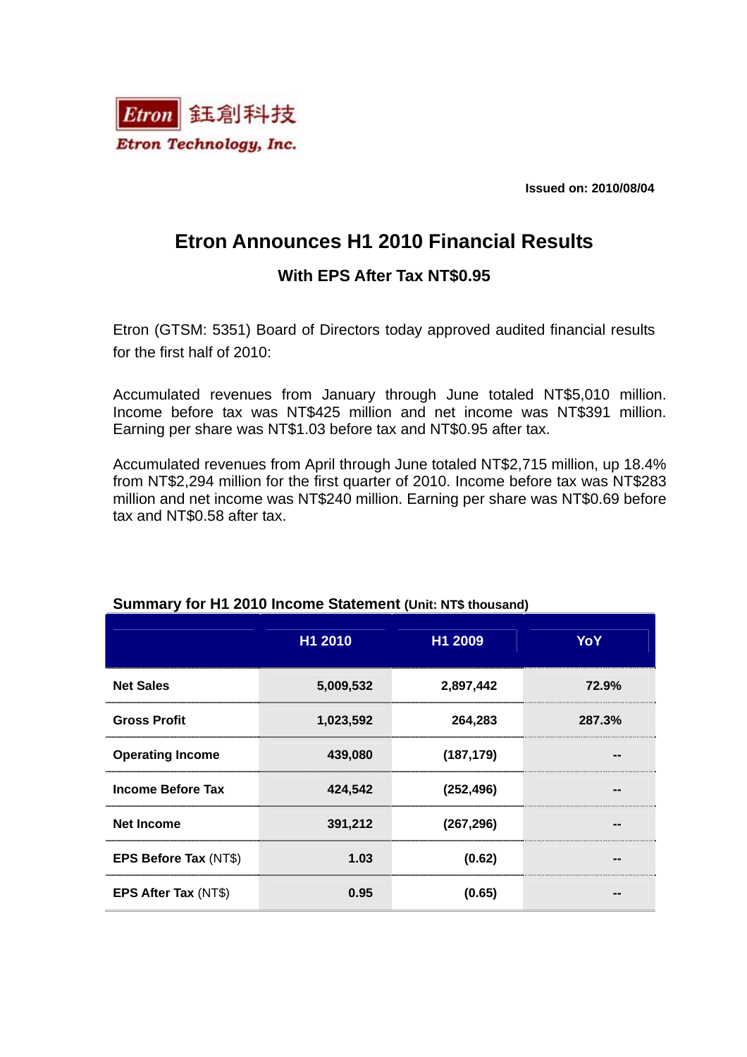Etron 鈺創科技

Etron Technology, Inc.

**Issued on: 2010/08/04**

# Etron Announces H1 2010 Financial Results

## With EPS After Tax NT$0.95

Etron (GTSM: 5351) Board of Directors today approved audited financial results for the first half of 2010:

Accumulated revenues from January through June totaled NT$5,010 million. Income before tax was NT$425 million and net income was NT$391 million. Earning per share was NT$1.03 before tax and NT$0.95 after tax.

Accumulated revenues from April through June totaled NT$2,715 million, up 18.4% from NT$2,294 million for the first quarter of 2010. Income before tax was NT$283 million and net income was NT$240 million. Earning per share was NT$0.69 before tax and NT$0.58 after tax.

**Summary for H1 2010 Income Statement (Unit: NT$ thousand)**

| | H1 2010 | H1 2009 | YoY |
|---|---|---|---|
| **Net Sales** | 5,009,532 | 2,897,442 | 72.9% |
| **Gross Profit** | 1,023,592 | 264,283 | 287.3% |
| **Operating Income** | 439,080 | (187,179) | -- |
| **Income Before Tax** | 424,542 | (252,496) | -- |
| **Net Income** | 391,212 | (267,296) | -- |
| **EPS Before Tax** (NT$) | 1.03 | (0.62) | -- |
| **EPS After Tax** (NT$) | 0.95 | (0.65) | -- |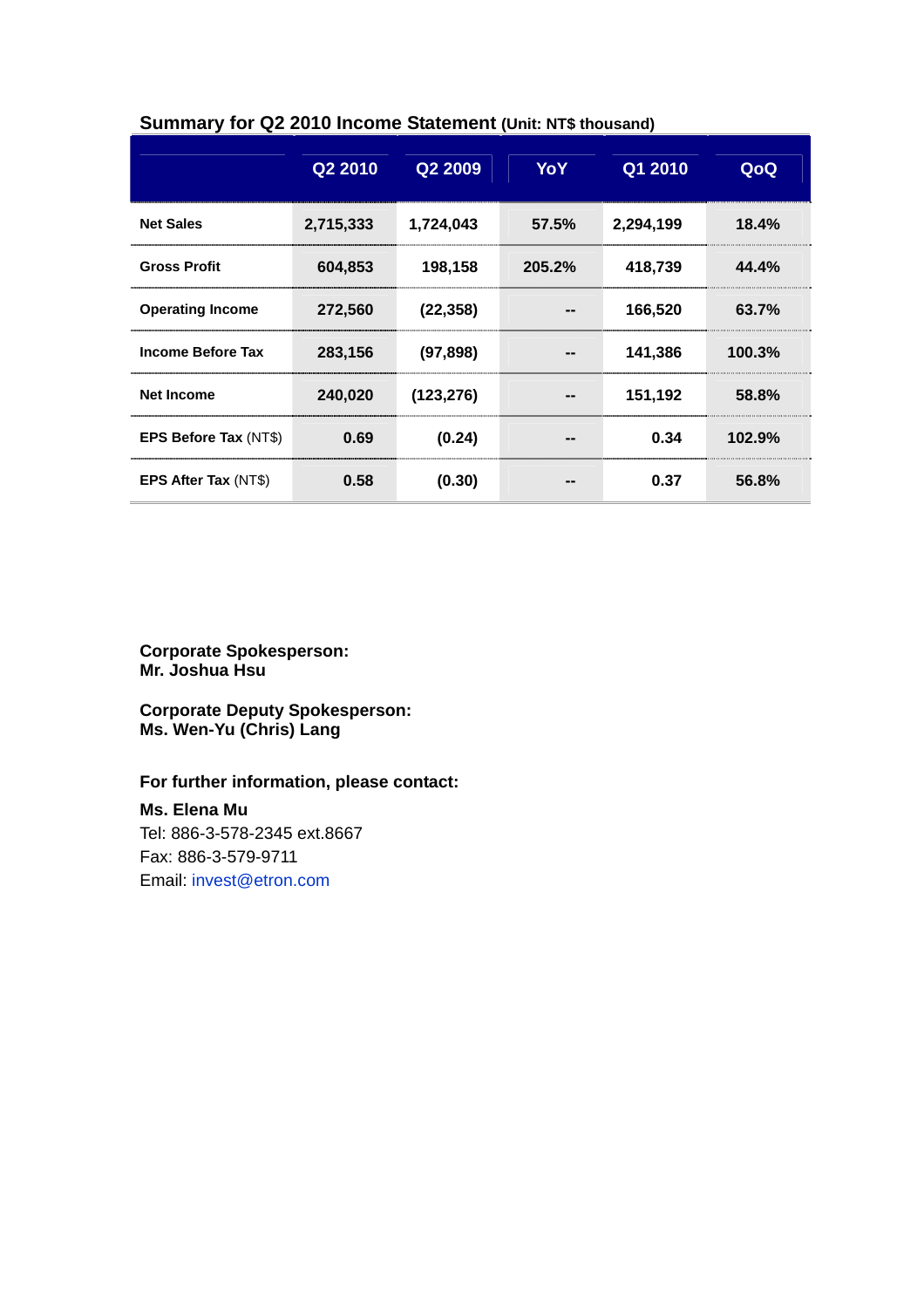## Summary for Q2 2010 Income Statement (Unit: NT$ thousand)

| | Q2 2010 | Q2 2009 | YoY | Q1 2010 | QoQ |
|---|---|---|---|---|---|
| **Net Sales** | 2,715,333 | 1,724,043 | 57.5% | 2,294,199 | 18.4% |
| **Gross Profit** | 604,853 | 198,158 | 205.2% | 418,739 | 44.4% |
| **Operating Income** | 272,560 | (22,358) | -- | 166,520 | 63.7% |
| **Income Before Tax** | 283,156 | (97,898) | -- | 141,386 | 100.3% |
| **Net Income** | 240,020 | (123,276) | -- | 151,192 | 58.8% |
| **EPS Before Tax** (NT$) | 0.69 | (0.24) | -- | 0.34 | 102.9% |
| **EPS After Tax** (NT$) | 0.58 | (0.30) | -- | 0.37 | 56.8% |

**Corporate Spokesperson:**
**Mr. Joshua Hsu**

**Corporate Deputy Spokesperson:**
**Ms. Wen-Yu (Chris) Lang**

**For further information, please contact:**

**Ms. Elena Mu**
Tel: 886-3-578-2345 ext.8667
Fax: 886-3-579-9711
Email: invest@etron.com